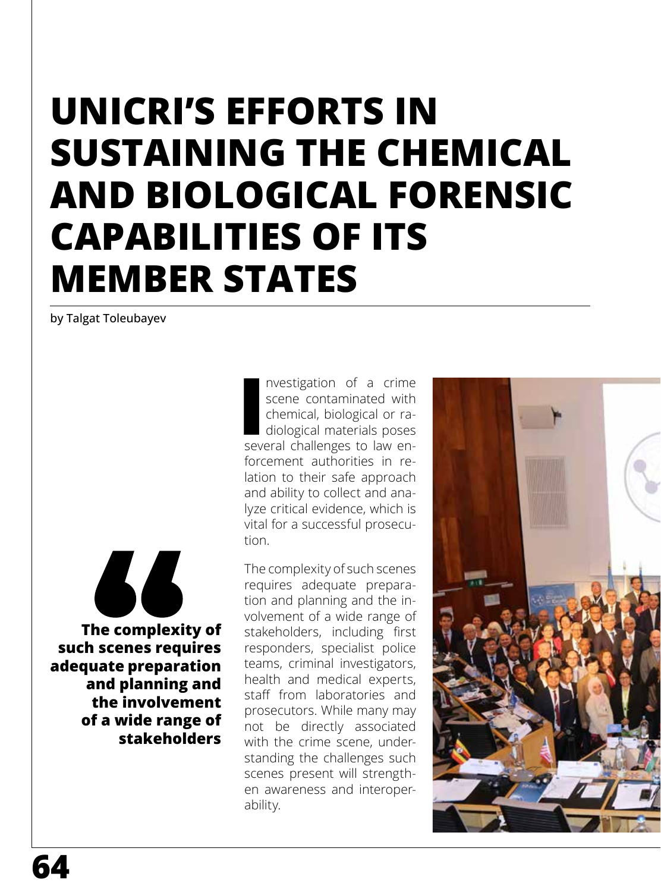# UNICRI'S EFFORTS IN SUSTAINING THE CHEMICAL AND BIOLOGICAL FORENSIC CAPABILITIES OF ITS MEMBER STATES

**by Talgat Toleubayev**

Investigation of a crime scene contaminated with chemical, biological or radiological materials poses several challenges to law enforcement authorities in relation to their safe approach and ability to collect and analyze critical evidence, which is vital for a successful prosecution.

> **The complexity of such scenes requires adequate preparation and planning and the involvement of a wide range of stakeholders**

The complexity of such scenes requires adequate preparation and planning and the involvement of a wide range of stakeholders, including first responders, specialist police teams, criminal investigators, health and medical experts, staff from laboratories and prosecutors. While many may not be directly associated with the crime scene, understanding the challenges such scenes present will strengthen awareness and interoperability.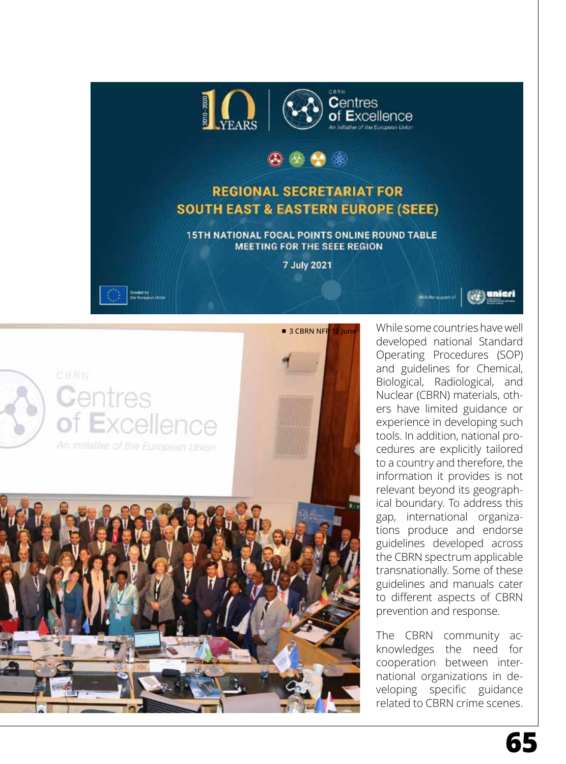■ 3 CBRN NFP 12 June

While some countries have well developed national Standard Operating Procedures (SOP) and guidelines for Chemical, Biological, Radiological, and Nuclear (CBRN) materials, others have limited guidance or experience in developing such tools. In addition, national procedures are explicitly tailored to a country and therefore, the information it provides is not relevant beyond its geographical boundary. To address this gap, international organizations produce and endorse guidelines developed across the CBRN spectrum applicable transnationally. Some of these guidelines and manuals cater to different aspects of CBRN prevention and response.

The CBRN community acknowledges the need for cooperation between international organizations in developing specific guidance related to CBRN crime scenes.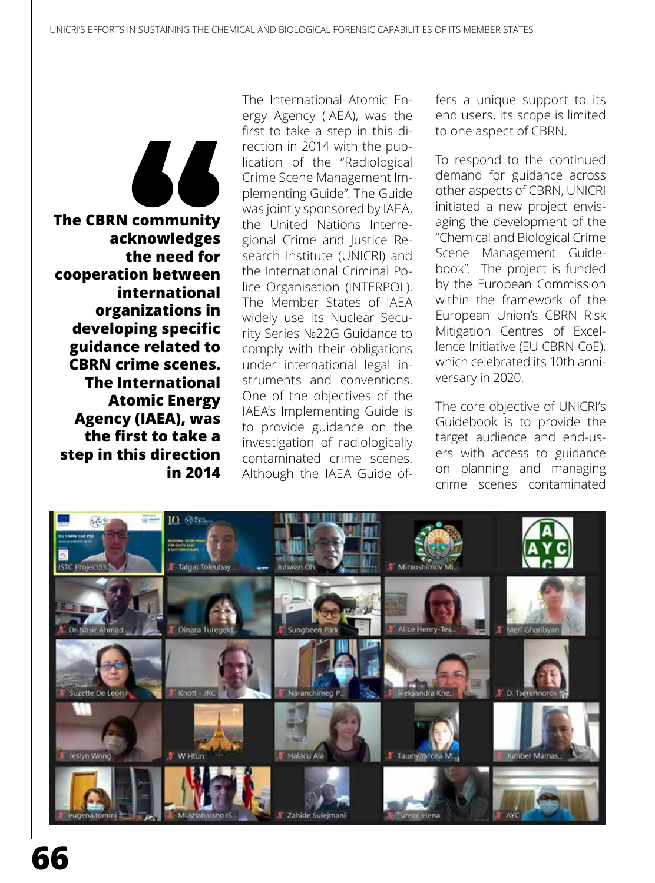> **The CBRN community acknowledges the need for cooperation between international organizations in developing specific guidance related to CBRN crime scenes. The International Atomic Energy Agency (IAEA), was the first to take a step in this direction in 2014**

The International Atomic Energy Agency (IAEA), was the first to take a step in this direction in 2014 with the publication of the "Radiological Crime Scene Management Implementing Guide". The Guide was jointly sponsored by IAEA, the United Nations Interregional Crime and Justice Research Institute (UNICRI) and the International Criminal Police Organisation (INTERPOL). The Member States of IAEA widely use its Nuclear Security Series №22G Guidance to comply with their obligations under international legal instruments and conventions. One of the objectives of the IAEA's Implementing Guide is to provide guidance on the investigation of radiologically contaminated crime scenes. Although the IAEA Guide offers a unique support to its end users, its scope is limited to one aspect of CBRN.

To respond to the continued demand for guidance across other aspects of CBRN, UNICRI initiated a new project envisaging the development of the "Chemical and Biological Crime Scene Management Guidebook". The project is funded by the European Commission within the framework of the European Union's CBRN Risk Mitigation Centres of Excellence Initiative (EU CBRN CoE), which celebrated its 10th anniversary in 2020.

The core objective of UNICRI's Guidebook is to provide the target audience and end-users with access to guidance on planning and managing crime scenes contaminated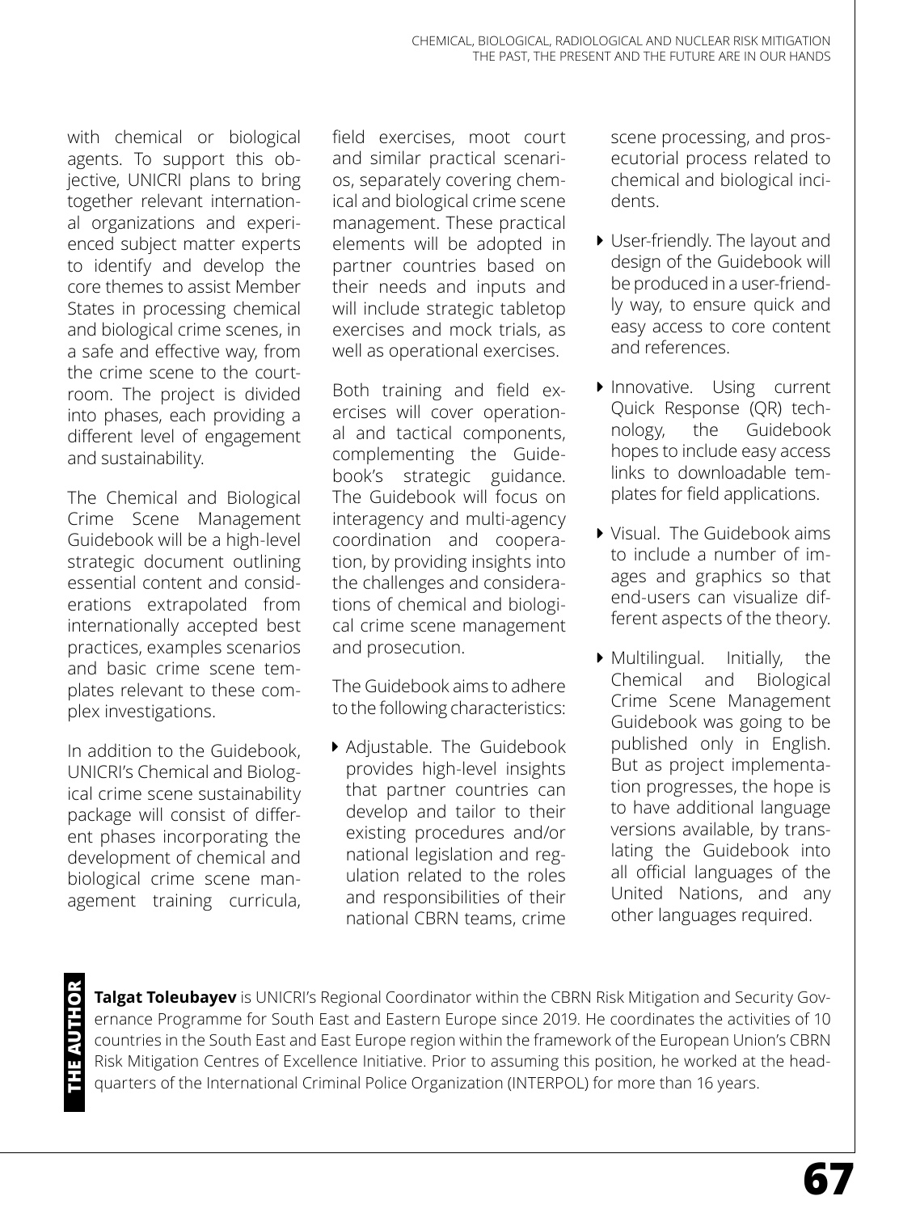with chemical or biological agents. To support this objective, UNICRI plans to bring together relevant international organizations and experienced subject matter experts to identify and develop the core themes to assist Member States in processing chemical and biological crime scenes, in a safe and effective way, from the crime scene to the courtroom. The project is divided into phases, each providing a different level of engagement and sustainability.

The Chemical and Biological Crime Scene Management Guidebook will be a high-level strategic document outlining essential content and considerations extrapolated from internationally accepted best practices, examples scenarios and basic crime scene templates relevant to these complex investigations.

In addition to the Guidebook, UNICRI's Chemical and Biological crime scene sustainability package will consist of different phases incorporating the development of chemical and biological crime scene management training curricula, field exercises, moot court and similar practical scenarios, separately covering chemical and biological crime scene management. These practical elements will be adopted in partner countries based on their needs and inputs and will include strategic tabletop exercises and mock trials, as well as operational exercises.

Both training and field exercises will cover operational and tactical components, complementing the Guidebook's strategic guidance. The Guidebook will focus on interagency and multi-agency coordination and cooperation, by providing insights into the challenges and considerations of chemical and biological crime scene management and prosecution.

The Guidebook aims to adhere to the following characteristics:

- Adjustable. The Guidebook provides high-level insights that partner countries can develop and tailor to their existing procedures and/or national legislation and regulation related to the roles and responsibilities of their national CBRN teams, crime scene processing, and prosecutorial process related to chemical and biological incidents.
- User-friendly. The layout and design of the Guidebook will be produced in a user-friendly way, to ensure quick and easy access to core content and references.
- Innovative. Using current Quick Response (QR) technology, the Guidebook hopes to include easy access links to downloadable templates for field applications.
- Visual. The Guidebook aims to include a number of images and graphics so that end-users can visualize different aspects of the theory.
- Multilingual. Initially, the Chemical and Biological Crime Scene Management Guidebook was going to be published only in English. But as project implementation progresses, the hope is to have additional language versions available, by translating the Guidebook into all official languages of the United Nations, and any other languages required.

**THE AUTHOR**

**Talgat Toleubayev** is UNICRI's Regional Coordinator within the CBRN Risk Mitigation and Security Governance Programme for South East and Eastern Europe since 2019. He coordinates the activities of 10 countries in the South East and East Europe region within the framework of the European Union's CBRN Risk Mitigation Centres of Excellence Initiative. Prior to assuming this position, he worked at the headquarters of the International Criminal Police Organization (INTERPOL) for more than 16 years.